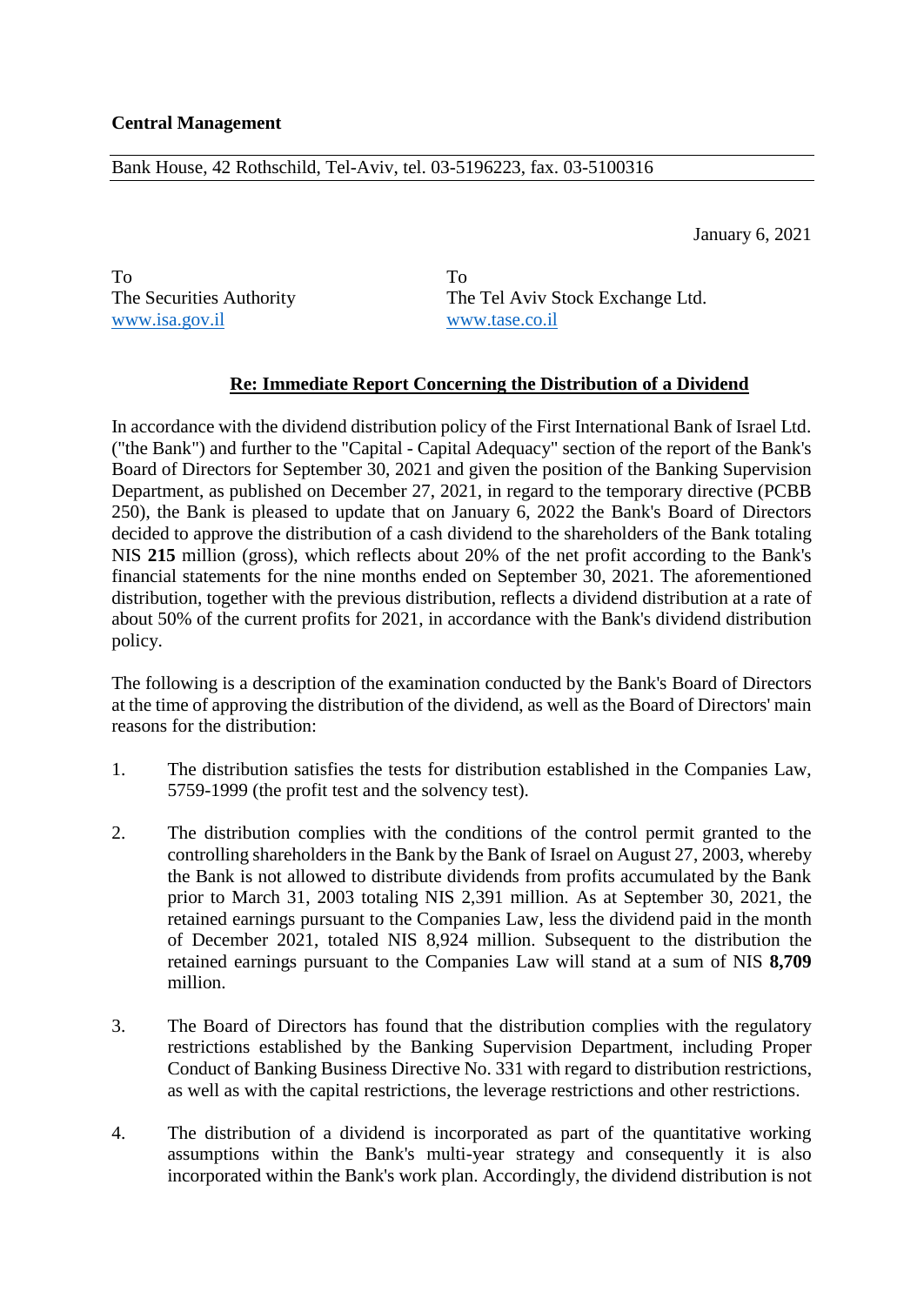**Central Management**

Bank House, 42 Rothschild, Tel-Aviv, tel. 03-5196223, fax. 03-5100316

January 6, 2021

To
The Securities Authority
www.isa.gov.il

To
The Tel Aviv Stock Exchange Ltd.
www.tase.co.il

**Re: Immediate Report Concerning the Distribution of a Dividend**

In accordance with the dividend distribution policy of the First International Bank of Israel Ltd. ("the Bank") and further to the "Capital - Capital Adequacy" section of the report of the Bank's Board of Directors for September 30, 2021 and given the position of the Banking Supervision Department, as published on December 27, 2021, in regard to the temporary directive (PCBB 250), the Bank is pleased to update that on January 6, 2022 the Bank's Board of Directors decided to approve the distribution of a cash dividend to the shareholders of the Bank totaling NIS **215** million (gross), which reflects about 20% of the net profit according to the Bank's financial statements for the nine months ended on September 30, 2021. The aforementioned distribution, together with the previous distribution, reflects a dividend distribution at a rate of about 50% of the current profits for 2021, in accordance with the Bank's dividend distribution policy.

The following is a description of the examination conducted by the Bank's Board of Directors at the time of approving the distribution of the dividend, as well as the Board of Directors' main reasons for the distribution:

1. The distribution satisfies the tests for distribution established in the Companies Law, 5759-1999 (the profit test and the solvency test).

2. The distribution complies with the conditions of the control permit granted to the controlling shareholders in the Bank by the Bank of Israel on August 27, 2003, whereby the Bank is not allowed to distribute dividends from profits accumulated by the Bank prior to March 31, 2003 totaling NIS 2,391 million. As at September 30, 2021, the retained earnings pursuant to the Companies Law, less the dividend paid in the month of December 2021, totaled NIS 8,924 million. Subsequent to the distribution the retained earnings pursuant to the Companies Law will stand at a sum of NIS **8,709** million.

3. The Board of Directors has found that the distribution complies with the regulatory restrictions established by the Banking Supervision Department, including Proper Conduct of Banking Business Directive No. 331 with regard to distribution restrictions, as well as with the capital restrictions, the leverage restrictions and other restrictions.

4. The distribution of a dividend is incorporated as part of the quantitative working assumptions within the Bank's multi-year strategy and consequently it is also incorporated within the Bank's work plan. Accordingly, the dividend distribution is not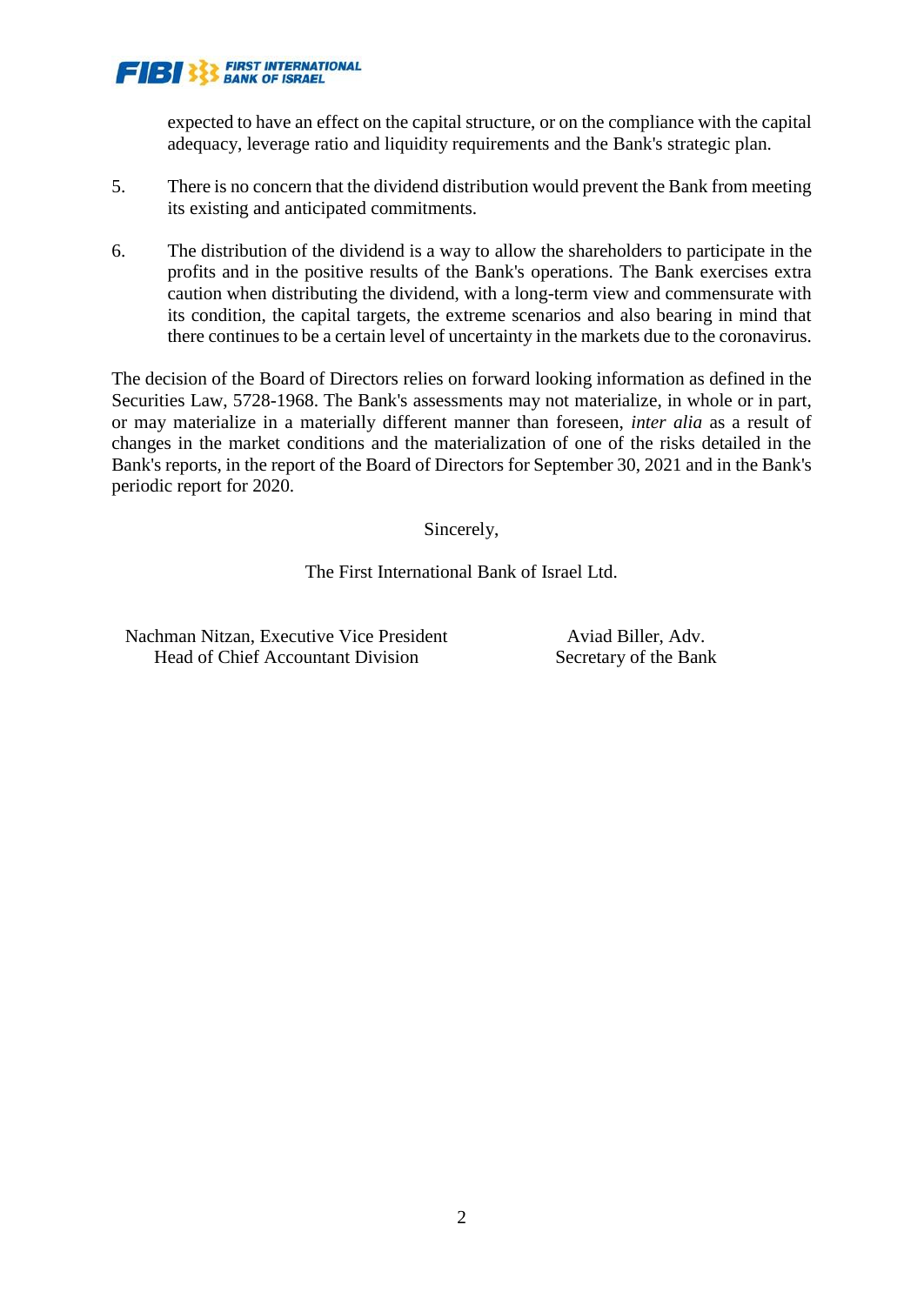expected to have an effect on the capital structure, or on the compliance with the capital adequacy, leverage ratio and liquidity requirements and the Bank's strategic plan.

5. There is no concern that the dividend distribution would prevent the Bank from meeting its existing and anticipated commitments.

6. The distribution of the dividend is a way to allow the shareholders to participate in the profits and in the positive results of the Bank's operations. The Bank exercises extra caution when distributing the dividend, with a long-term view and commensurate with its condition, the capital targets, the extreme scenarios and also bearing in mind that there continues to be a certain level of uncertainty in the markets due to the coronavirus.

The decision of the Board of Directors relies on forward looking information as defined in the Securities Law, 5728-1968. The Bank's assessments may not materialize, in whole or in part, or may materialize in a materially different manner than foreseen, *inter alia* as a result of changes in the market conditions and the materialization of one of the risks detailed in the Bank's reports, in the report of the Board of Directors for September 30, 2021 and in the Bank's periodic report for 2020.

Sincerely,

The First International Bank of Israel Ltd.

Nachman Nitzan, Executive Vice President
Head of Chief Accountant Division

Aviad Biller, Adv.
Secretary of the Bank